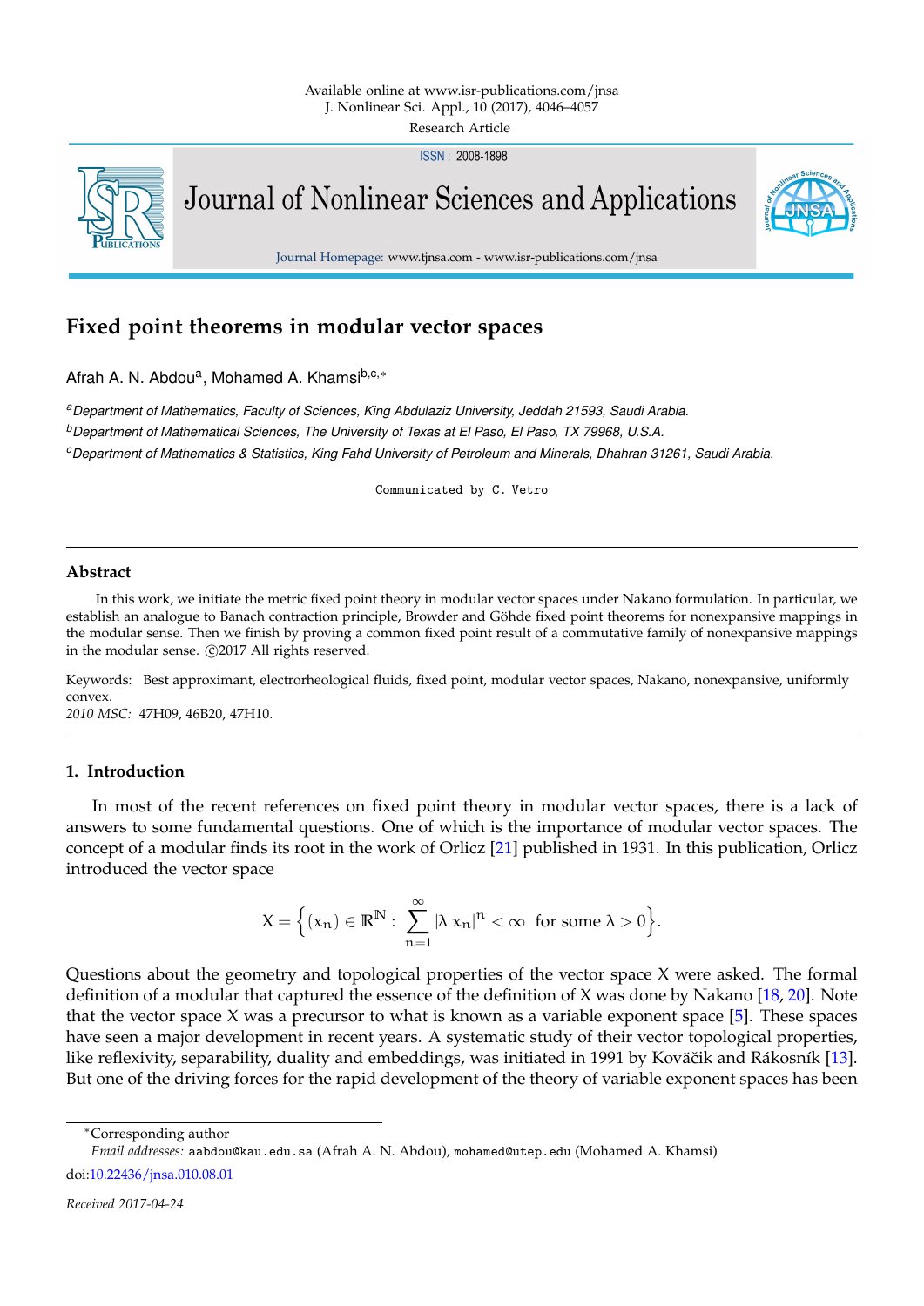# Fixed point theorems in modular vector spaces

Afrah A. N. Abdou[a], Mohamed A. Khamsi[b,c,*]

[a] Department of Mathematics, Faculty of Sciences, King Abdulaziz University, Jeddah 21593, Saudi Arabia.

[b] Department of Mathematical Sciences, The University of Texas at El Paso, El Paso, TX 79968, U.S.A.

[c] Department of Mathematics & Statistics, King Fahd University of Petroleum and Minerals, Dhahran 31261, Saudi Arabia.

Communicated by C. Vetro

---

## Abstract

In this work, we initiate the metric fixed point theory in modular vector spaces under Nakano formulation. In particular, we establish an analogue to Banach contraction principle, Browder and Göhde fixed point theorems for nonexpansive mappings in the modular sense. Then we finish by proving a common fixed point result of a commutative family of nonexpansive mappings in the modular sense. ©2017 All rights reserved.

Keywords: Best approximant, electrorheological fluids, fixed point, modular vector spaces, Nakano, nonexpansive, uniformly convex.

*2010 MSC:* 47H09, 46B20, 47H10.

---

## 1. Introduction

In most of the recent references on fixed point theory in modular vector spaces, there is a lack of answers to some fundamental questions. One of which is the importance of modular vector spaces. The concept of a modular finds its root in the work of Orlicz [21] published in 1931. In this publication, Orlicz introduced the vector space

$$X = \left\{ (x_n) \in \mathbb{R}^{\mathbb{N}} : \sum_{n=1}^{\infty} |\lambda \, x_n|^n < \infty \ \text{ for some } \lambda > 0 \right\}.$$

Questions about the geometry and topological properties of the vector space X were asked. The formal definition of a modular that captured the essence of the definition of X was done by Nakano [18, 20]. Note that the vector space X was a precursor to what is known as a variable exponent space [5]. These spaces have seen a major development in recent years. A systematic study of their vector topological properties, like reflexivity, separability, duality and embeddings, was initiated in 1991 by Kováčik and Rákosník [13]. But one of the driving forces for the rapid development of the theory of variable exponent spaces has been

---

*Corresponding author

*Email addresses:* aabdou@kau.edu.sa (Afrah A. N. Abdou), mohamed@utep.edu (Mohamed A. Khamsi)

doi:10.22436/jnsa.010.08.01

*Received 2017-04-24*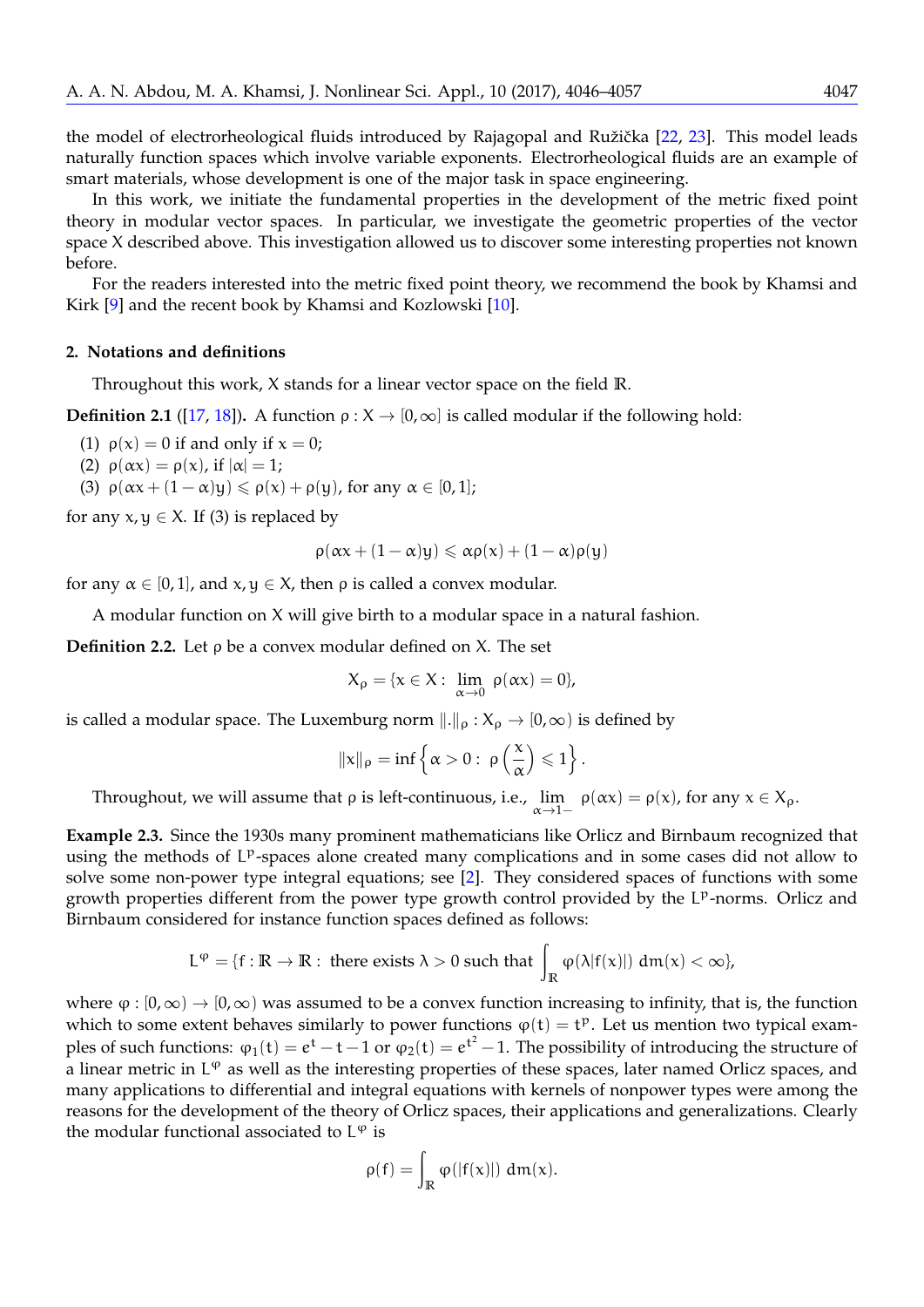the model of electrorheological fluids introduced by Rajagopal and Ružička [22, 23]. This model leads naturally function spaces which involve variable exponents. Electrorheological fluids are an example of smart materials, whose development is one of the major task in space engineering.

In this work, we initiate the fundamental properties in the development of the metric fixed point theory in modular vector spaces. In particular, we investigate the geometric properties of the vector space X described above. This investigation allowed us to discover some interesting properties not known before.

For the readers interested into the metric fixed point theory, we recommend the book by Khamsi and Kirk [9] and the recent book by Khamsi and Kozlowski [10].

## 2. Notations and definitions

Throughout this work, $X$ stands for a linear vector space on the field $\mathbb{R}$.

**Definition 2.1** ([17, 18])**.** A function $\rho : X \to [0, \infty]$ is called modular if the following hold:

(1) $\rho(x) = 0$ if and only if $x = 0$;
(2) $\rho(\alpha x) = \rho(x)$, if $|\alpha| = 1$;
(3) $\rho(\alpha x + (1 - \alpha)y) \leqslant \rho(x) + \rho(y)$, for any $\alpha \in [0, 1]$;

for any $x, y \in X$. If (3) is replaced by

$$\rho(\alpha x + (1 - \alpha)y) \leqslant \alpha\rho(x) + (1 - \alpha)\rho(y)$$

for any $\alpha \in [0, 1]$, and $x, y \in X$, then $\rho$ is called a convex modular.

A modular function on $X$ will give birth to a modular space in a natural fashion.

**Definition 2.2.** Let $\rho$ be a convex modular defined on $X$. The set

$$X_\rho = \{x \in X : \lim_{\alpha \to 0} \rho(\alpha x) = 0\},$$

is called a modular space. The Luxemburg norm $\|.\|_\rho : X_\rho \to [0, \infty)$ is defined by

$$\|x\|_\rho = \inf\left\{\alpha > 0 : \rho\left(\frac{x}{\alpha}\right) \leqslant 1\right\}.$$

Throughout, we will assume that $\rho$ is left-continuous, i.e., $\lim\limits_{\alpha \to 1-} \rho(\alpha x) = \rho(x)$, for any $x \in X_\rho$.

**Example 2.3.** Since the 1930s many prominent mathematicians like Orlicz and Birnbaum recognized that using the methods of $L^p$-spaces alone created many complications and in some cases did not allow to solve some non-power type integral equations; see [2]. They considered spaces of functions with some growth properties different from the power type growth control provided by the $L^p$-norms. Orlicz and Birnbaum considered for instance function spaces defined as follows:

$$L^\varphi = \{f : \mathbb{R} \to \mathbb{R} : \text{ there exists } \lambda > 0 \text{ such that } \int_{\mathbb{R}} \varphi(\lambda|f(x)|)\ dm(x) < \infty\},$$

where $\varphi : [0, \infty) \to [0, \infty)$ was assumed to be a convex function increasing to infinity, that is, the function which to some extent behaves similarly to power functions $\varphi(t) = t^p$. Let us mention two typical examples of such functions: $\varphi_1(t) = e^t - t - 1$ or $\varphi_2(t) = e^{t^2} - 1$. The possibility of introducing the structure of a linear metric in $L^\varphi$ as well as the interesting properties of these spaces, later named Orlicz spaces, and many applications to differential and integral equations with kernels of nonpower types were among the reasons for the development of the theory of Orlicz spaces, their applications and generalizations. Clearly the modular functional associated to $L^\varphi$ is

$$\rho(f) = \int_{\mathbb{R}} \varphi(|f(x)|)\ dm(x).$$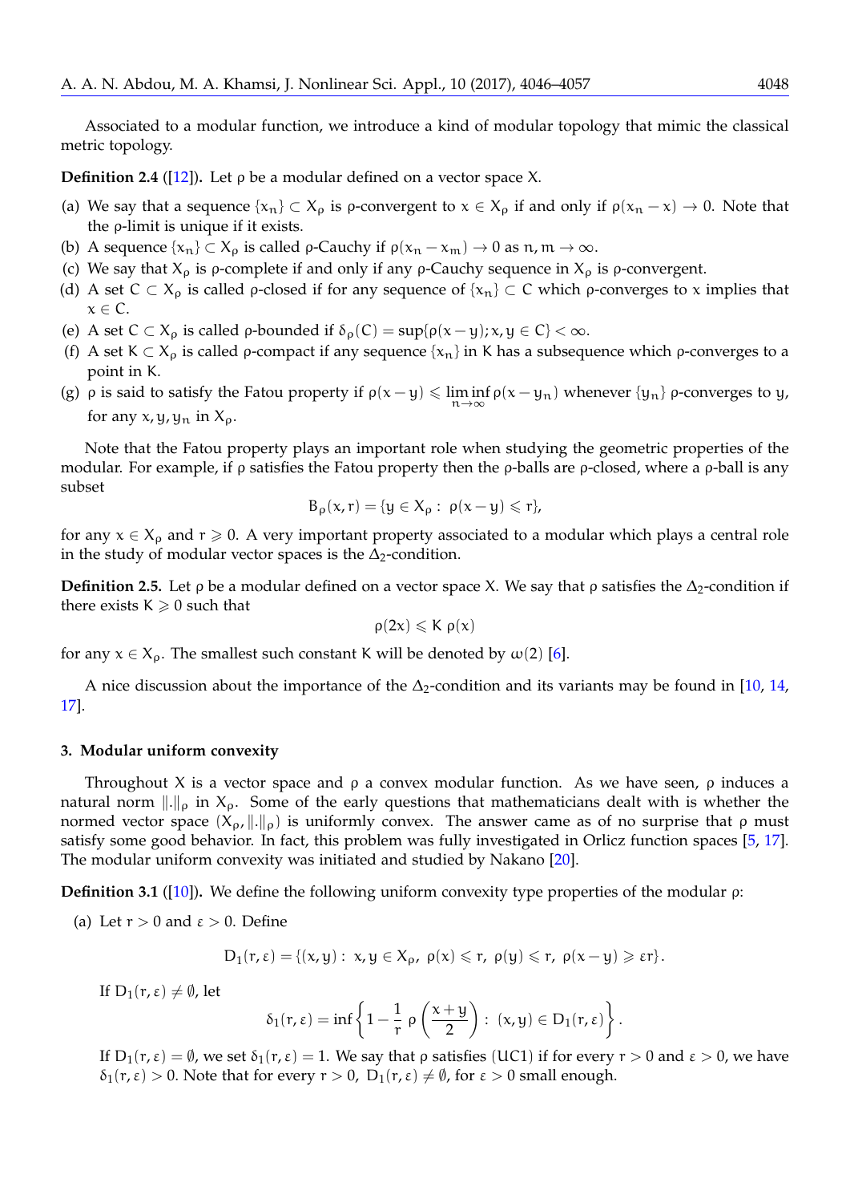Associated to a modular function, we introduce a kind of modular topology that mimic the classical metric topology.

**Definition 2.4** ([12])**.** Let $\rho$ be a modular defined on a vector space $X$.

(a) We say that a sequence $\{x_n\} \subset X_\rho$ is $\rho$-convergent to $x \in X_\rho$ if and only if $\rho(x_n - x) \to 0$. Note that the $\rho$-limit is unique if it exists.
(b) A sequence $\{x_n\} \subset X_\rho$ is called $\rho$-Cauchy if $\rho(x_n - x_m) \to 0$ as $n, m \to \infty$.
(c) We say that $X_\rho$ is $\rho$-complete if and only if any $\rho$-Cauchy sequence in $X_\rho$ is $\rho$-convergent.
(d) A set $C \subset X_\rho$ is called $\rho$-closed if for any sequence of $\{x_n\} \subset C$ which $\rho$-converges to $x$ implies that $x \in C$.
(e) A set $C \subset X_\rho$ is called $\rho$-bounded if $\delta_\rho(C) = \sup\{\rho(x - y); x, y \in C\} < \infty$.
(f) A set $K \subset X_\rho$ is called $\rho$-compact if any sequence $\{x_n\}$ in $K$ has a subsequence which $\rho$-converges to a point in $K$.
(g) $\rho$ is said to satisfy the Fatou property if $\rho(x - y) \leqslant \liminf\limits_{n \to \infty} \rho(x - y_n)$ whenever $\{y_n\}$ $\rho$-converges to $y$, for any $x, y, y_n$ in $X_\rho$.

Note that the Fatou property plays an important role when studying the geometric properties of the modular. For example, if $\rho$ satisfies the Fatou property then the $\rho$-balls are $\rho$-closed, where a $\rho$-ball is any subset

$$B_\rho(x, r) = \{y \in X_\rho : \ \rho(x - y) \leqslant r\},$$

for any $x \in X_\rho$ and $r \geqslant 0$. A very important property associated to a modular which plays a central role in the study of modular vector spaces is the $\Delta_2$-condition.

**Definition 2.5.** Let $\rho$ be a modular defined on a vector space $X$. We say that $\rho$ satisfies the $\Delta_2$-condition if there exists $K \geqslant 0$ such that

$$\rho(2x) \leqslant K\, \rho(x)$$

for any $x \in X_\rho$. The smallest such constant $K$ will be denoted by $\omega(2)$ [6].

A nice discussion about the importance of the $\Delta_2$-condition and its variants may be found in [10, 14, 17].

## 3. Modular uniform convexity

Throughout $X$ is a vector space and $\rho$ a convex modular function. As we have seen, $\rho$ induces a natural norm $\|.\|_\rho$ in $X_\rho$. Some of the early questions that mathematicians dealt with is whether the normed vector space $(X_\rho, \|.\|_\rho)$ is uniformly convex. The answer came as of no surprise that $\rho$ must satisfy some good behavior. In fact, this problem was fully investigated in Orlicz function spaces [5, 17]. The modular uniform convexity was initiated and studied by Nakano [20].

**Definition 3.1** ([10])**.** We define the following uniform convexity type properties of the modular $\rho$:

(a) Let $r > 0$ and $\varepsilon > 0$. Define

$$D_1(r, \varepsilon) = \{(x, y) : \ x, y \in X_\rho,\ \rho(x) \leqslant r,\ \rho(y) \leqslant r,\ \rho(x - y) \geqslant \varepsilon r\}.$$

If $D_1(r, \varepsilon) \neq \emptyset$, let

$$\delta_1(r, \varepsilon) = \inf\left\{1 - \frac{1}{r}\, \rho\left(\frac{x + y}{2}\right) : \ (x, y) \in D_1(r, \varepsilon)\right\}.$$

If $D_1(r, \varepsilon) = \emptyset$, we set $\delta_1(r, \varepsilon) = 1$. We say that $\rho$ satisfies (UC1) if for every $r > 0$ and $\varepsilon > 0$, we have $\delta_1(r, \varepsilon) > 0$. Note that for every $r > 0$, $D_1(r, \varepsilon) \neq \emptyset$, for $\varepsilon > 0$ small enough.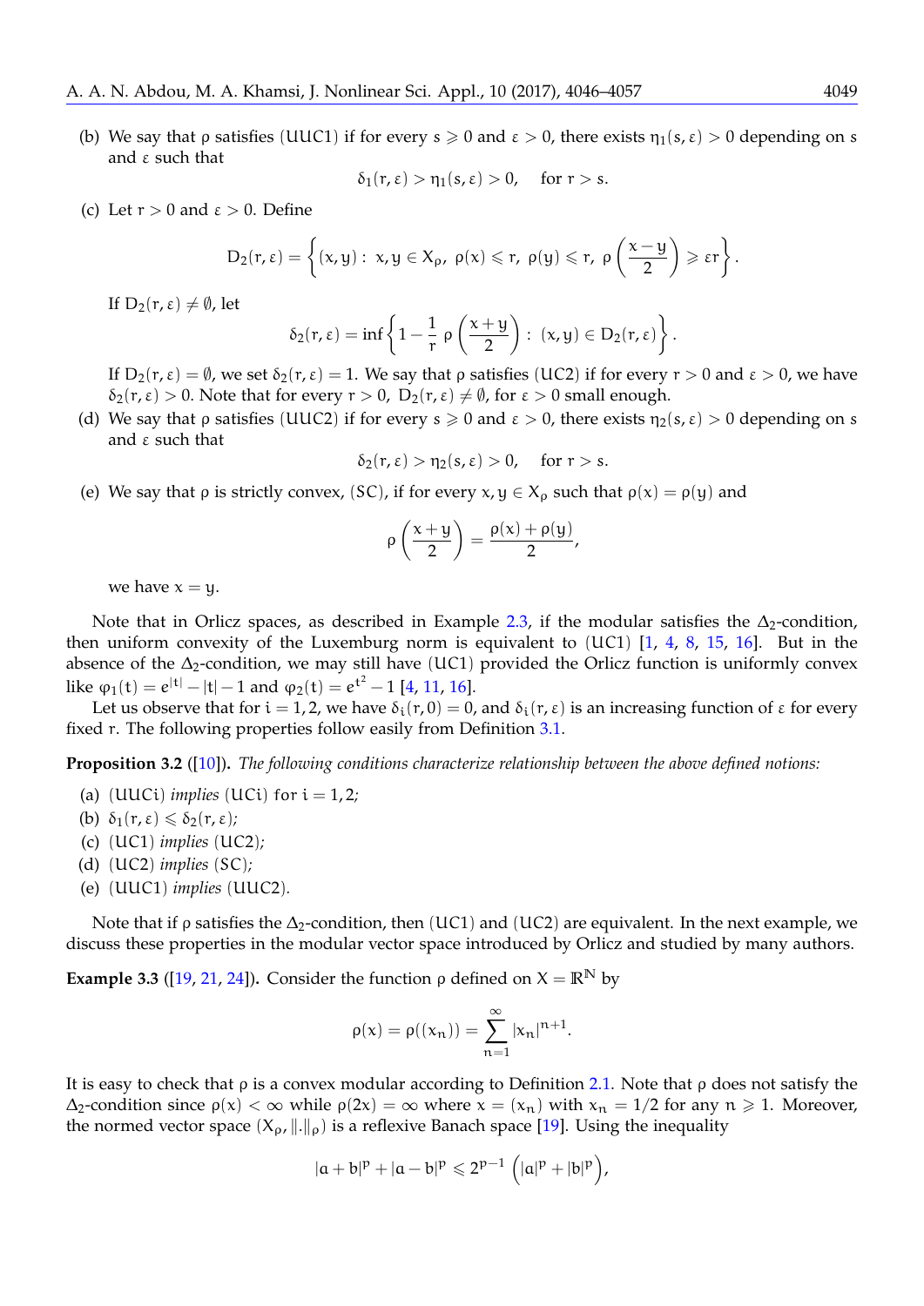(b) We say that $\rho$ satisfies (UUC1) if for every $s \geqslant 0$ and $\varepsilon > 0$, there exists $\eta_1(s,\varepsilon) > 0$ depending on $s$ and $\varepsilon$ such that

$$\delta_1(r,\varepsilon) > \eta_1(s,\varepsilon) > 0, \quad \text{for } r > s.$$

(c) Let $r > 0$ and $\varepsilon > 0$. Define

$$D_2(r,\varepsilon) = \left\{(x,y):\ x,y \in X_\rho,\ \rho(x) \leqslant r,\ \rho(y) \leqslant r,\ \rho\left(\frac{x-y}{2}\right) \geqslant \varepsilon r\right\}.$$

If $D_2(r,\varepsilon) \neq \emptyset$, let

$$\delta_2(r,\varepsilon) = \inf\left\{1 - \frac{1}{r}\,\rho\left(\frac{x+y}{2}\right):\ (x,y) \in D_2(r,\varepsilon)\right\}.$$

If $D_2(r,\varepsilon) = \emptyset$, we set $\delta_2(r,\varepsilon) = 1$. We say that $\rho$ satisfies (UC2) if for every $r > 0$ and $\varepsilon > 0$, we have $\delta_2(r,\varepsilon) > 0$. Note that for every $r > 0$, $D_2(r,\varepsilon) \neq \emptyset$, for $\varepsilon > 0$ small enough.

(d) We say that $\rho$ satisfies (UUC2) if for every $s \geqslant 0$ and $\varepsilon > 0$, there exists $\eta_2(s,\varepsilon) > 0$ depending on $s$ and $\varepsilon$ such that

$$\delta_2(r,\varepsilon) > \eta_2(s,\varepsilon) > 0, \quad \text{for } r > s.$$

(e) We say that $\rho$ is strictly convex, (SC), if for every $x, y \in X_\rho$ such that $\rho(x) = \rho(y)$ and

$$\rho\left(\frac{x+y}{2}\right) = \frac{\rho(x)+\rho(y)}{2},$$

we have $x = y$.

Note that in Orlicz spaces, as described in Example 2.3, if the modular satisfies the $\Delta_2$-condition, then uniform convexity of the Luxemburg norm is equivalent to (UC1) [1, 4, 8, 15, 16]. But in the absence of the $\Delta_2$-condition, we may still have (UC1) provided the Orlicz function is uniformly convex like $\varphi_1(t) = e^{|t|} - |t| - 1$ and $\varphi_2(t) = e^{t^2} - 1$ [4, 11, 16].

Let us observe that for $i = 1, 2$, we have $\delta_i(r, 0) = 0$, and $\delta_i(r,\varepsilon)$ is an increasing function of $\varepsilon$ for every fixed $r$. The following properties follow easily from Definition 3.1.

**Proposition 3.2** ([10])**.** *The following conditions characterize relationship between the above defined notions:*

(a) (UUCi) *implies* (UCi) for $i = 1, 2$;

(b) $\delta_1(r,\varepsilon) \leqslant \delta_2(r,\varepsilon)$;

(c) (UC1) *implies* (UC2);

(d) (UC2) *implies* (SC);

(e) (UUC1) *implies* (UUC2).

Note that if $\rho$ satisfies the $\Delta_2$-condition, then (UC1) and (UC2) are equivalent. In the next example, we discuss these properties in the modular vector space introduced by Orlicz and studied by many authors.

**Example 3.3** ([19, 21, 24])**.** Consider the function $\rho$ defined on $X = \mathbb{R}^{\mathbb{N}}$ by

$$\rho(x) = \rho((x_n)) = \sum_{n=1}^{\infty} |x_n|^{n+1}.$$

It is easy to check that $\rho$ is a convex modular according to Definition 2.1. Note that $\rho$ does not satisfy the $\Delta_2$-condition since $\rho(x) < \infty$ while $\rho(2x) = \infty$ where $x = (x_n)$ with $x_n = 1/2$ for any $n \geqslant 1$. Moreover, the normed vector space $(X_\rho, \|.\|_\rho)$ is a reflexive Banach space [19]. Using the inequality

$$|a+b|^p + |a-b|^p \leqslant 2^{p-1}\left(|a|^p + |b|^p\right),$$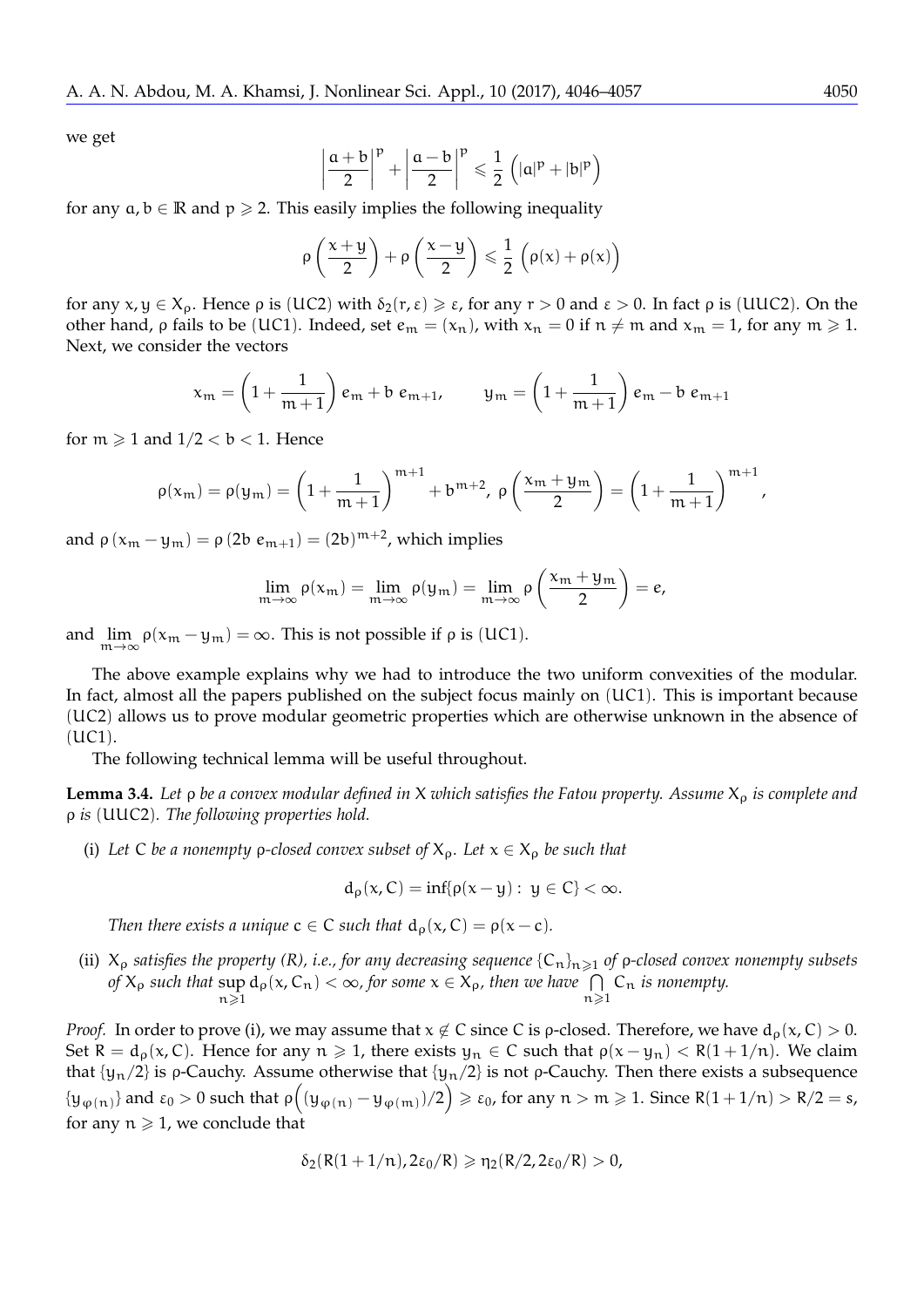we get

$$\left|\frac{a+b}{2}\right|^p + \left|\frac{a-b}{2}\right|^p \leqslant \frac{1}{2}\left(|a|^p + |b|^p\right)$$

for any $a, b \in \mathbb{R}$ and $p \geqslant 2$. This easily implies the following inequality

$$\rho\left(\frac{x+y}{2}\right) + \rho\left(\frac{x-y}{2}\right) \leqslant \frac{1}{2}\left(\rho(x) + \rho(x)\right)$$

for any $x, y \in X_\rho$. Hence $\rho$ is (UC2) with $\delta_2(r, \varepsilon) \geqslant \varepsilon$, for any $r > 0$ and $\varepsilon > 0$. In fact $\rho$ is (UUC2). On the other hand, $\rho$ fails to be (UC1). Indeed, set $e_m = (x_n)$, with $x_n = 0$ if $n \neq m$ and $x_m = 1$, for any $m \geqslant 1$. Next, we consider the vectors

$$x_m = \left(1 + \frac{1}{m+1}\right) e_m + b\ e_{m+1}, \qquad y_m = \left(1 + \frac{1}{m+1}\right) e_m - b\ e_{m+1}$$

for $m \geqslant 1$ and $1/2 < b < 1$. Hence

$$\rho(x_m) = \rho(y_m) = \left(1 + \frac{1}{m+1}\right)^{m+1} + b^{m+2},\ \rho\left(\frac{x_m + y_m}{2}\right) = \left(1 + \frac{1}{m+1}\right)^{m+1},$$

and $\rho\left(x_m - y_m\right) = \rho\left(2b\ e_{m+1}\right) = (2b)^{m+2}$, which implies

$$\lim_{m\to\infty} \rho(x_m) = \lim_{m\to\infty} \rho(y_m) = \lim_{m\to\infty} \rho\left(\frac{x_m + y_m}{2}\right) = e,$$

and $\lim\limits_{m\to\infty} \rho(x_m - y_m) = \infty$. This is not possible if $\rho$ is (UC1).

The above example explains why we had to introduce the two uniform convexities of the modular. In fact, almost all the papers published on the subject focus mainly on (UC1). This is important because (UC2) allows us to prove modular geometric properties which are otherwise unknown in the absence of (UC1).

The following technical lemma will be useful throughout.

**Lemma 3.4.** *Let $\rho$ be a convex modular defined in $X$ which satisfies the Fatou property. Assume $X_\rho$ is complete and $\rho$ is* (UUC2)*. The following properties hold.*

(i) *Let $C$ be a nonempty $\rho$-closed convex subset of $X_\rho$. Let $x \in X_\rho$ be such that*

$$d_\rho(x, C) = \inf\{\rho(x - y) :\ y \in C\} < \infty.$$

*Then there exists a unique $c \in C$ such that $d_\rho(x, C) = \rho(x - c)$.*

(ii) *$X_\rho$ satisfies the property (R), i.e., for any decreasing sequence $\{C_n\}_{n\geqslant 1}$ of $\rho$-closed convex nonempty subsets of $X_\rho$ such that $\sup\limits_{n\geqslant 1} d_\rho(x, C_n) < \infty$, for some $x \in X_\rho$, then we have $\bigcap\limits_{n\geqslant 1} C_n$ is nonempty.*

*Proof.* In order to prove (i), we may assume that $x \notin C$ since $C$ is $\rho$-closed. Therefore, we have $d_\rho(x, C) > 0$. Set $R = d_\rho(x, C)$. Hence for any $n \geqslant 1$, there exists $y_n \in C$ such that $\rho(x - y_n) < R(1 + 1/n)$. We claim that $\{y_n/2\}$ is $\rho$-Cauchy. Assume otherwise that $\{y_n/2\}$ is not $\rho$-Cauchy. Then there exists a subsequence $\{y_{\varphi(n)}\}$ and $\varepsilon_0 > 0$ such that $\rho\Big((y_{\varphi(n)} - y_{\varphi(m)})/2\Big) \geqslant \varepsilon_0$, for any $n > m \geqslant 1$. Since $R(1 + 1/n) > R/2 = s$, for any $n \geqslant 1$, we conclude that

$$\delta_2(R(1 + 1/n), 2\varepsilon_0/R) \geqslant \eta_2(R/2, 2\varepsilon_0/R) > 0,$$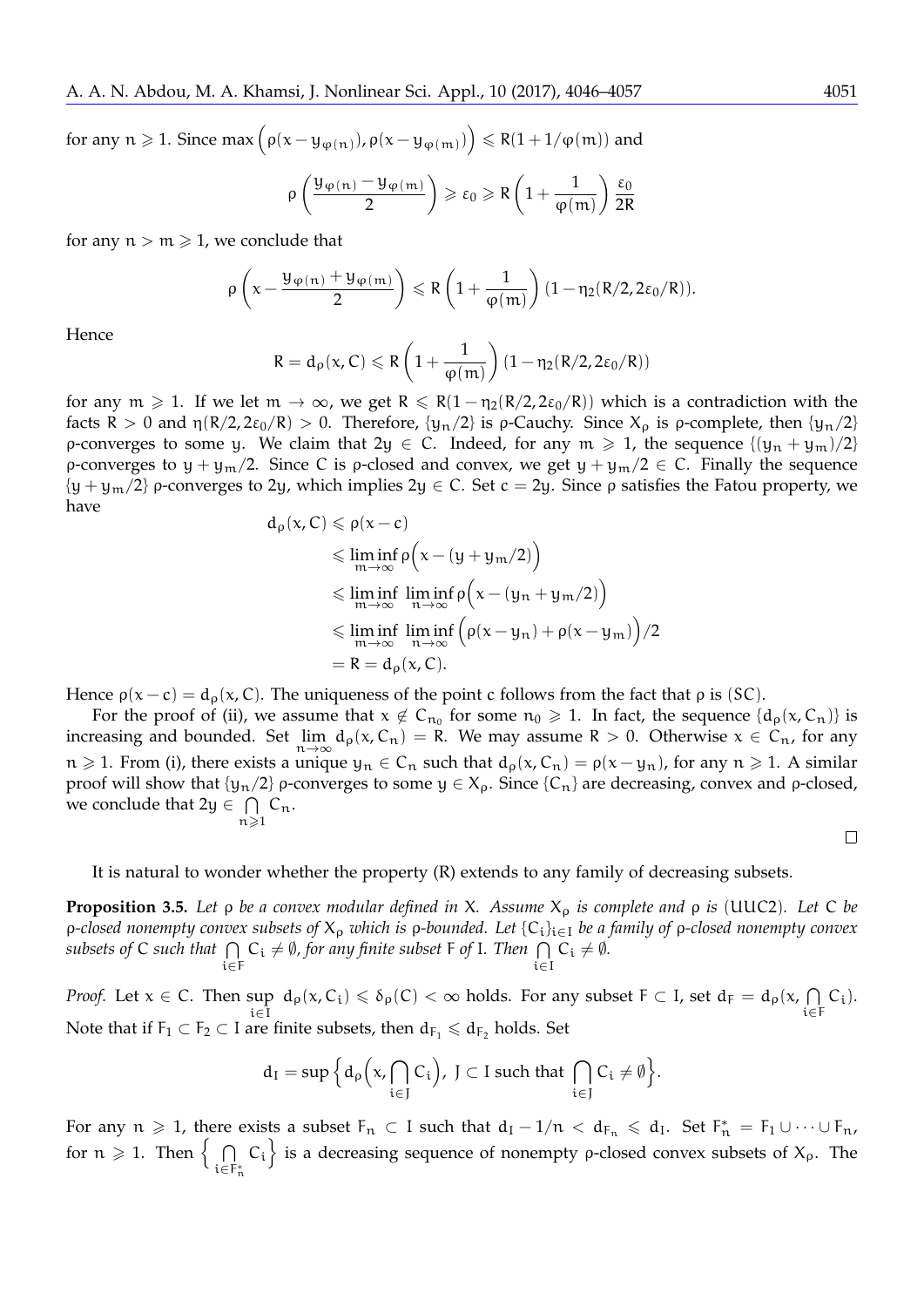for any $n \geqslant 1$. Since $\max\left(\rho(x-y_{\varphi(n)}), \rho(x-y_{\varphi(m)})\right) \leqslant R(1+1/\varphi(m))$ and

$$\rho\left(\frac{y_{\varphi(n)}-y_{\varphi(m)}}{2}\right) \geqslant \varepsilon_0 \geqslant R\left(1+\frac{1}{\varphi(m)}\right)\frac{\varepsilon_0}{2R}$$

for any $n > m \geqslant 1$, we conclude that

$$\rho\left(x-\frac{y_{\varphi(n)}+y_{\varphi(m)}}{2}\right) \leqslant R\left(1+\frac{1}{\varphi(m)}\right)(1-\eta_2(R/2, 2\varepsilon_0/R)).$$

Hence

$$R = d_\rho(x, C) \leqslant R\left(1+\frac{1}{\varphi(m)}\right)(1-\eta_2(R/2, 2\varepsilon_0/R))$$

for any $m \geqslant 1$. If we let $m \to \infty$, we get $R \leqslant R(1-\eta_2(R/2, 2\varepsilon_0/R))$ which is a contradiction with the facts $R > 0$ and $\eta(R/2, 2\varepsilon_0/R) > 0$. Therefore, $\{y_n/2\}$ is $\rho$-Cauchy. Since $X_\rho$ is $\rho$-complete, then $\{y_n/2\}$ $\rho$-converges to some $y$. We claim that $2y \in C$. Indeed, for any $m \geqslant 1$, the sequence $\{(y_n + y_m)/2\}$ $\rho$-converges to $y + y_m/2$. Since $C$ is $\rho$-closed and convex, we get $y + y_m/2 \in C$. Finally the sequence $\{y + y_m/2\}$ $\rho$-converges to $2y$, which implies $2y \in C$. Set $c = 2y$. Since $\rho$ satisfies the Fatou property, we have

$$\begin{aligned}
d_\rho(x, C) &\leqslant \rho(x-c) \\
&\leqslant \liminf_{m\to\infty} \rho\Big(x-(y+y_m/2)\Big) \\
&\leqslant \liminf_{m\to\infty}\ \liminf_{n\to\infty} \rho\Big(x-(y_n+y_m/2)\Big) \\
&\leqslant \liminf_{m\to\infty}\ \liminf_{n\to\infty} \Big(\rho(x-y_n)+\rho(x-y_m)\Big)/2 \\
&= R = d_\rho(x, C).
\end{aligned}$$

Hence $\rho(x-c) = d_\rho(x, C)$. The uniqueness of the point $c$ follows from the fact that $\rho$ is $(SC)$.

For the proof of (ii), we assume that $x \notin C_{n_0}$ for some $n_0 \geqslant 1$. In fact, the sequence $\{d_\rho(x, C_n)\}$ is increasing and bounded. Set $\lim\limits_{n\to\infty} d_\rho(x, C_n) = R$. We may assume $R > 0$. Otherwise $x \in C_n$, for any $n \geqslant 1$. From (i), there exists a unique $y_n \in C_n$ such that $d_\rho(x, C_n) = \rho(x-y_n)$, for any $n \geqslant 1$. A similar proof will show that $\{y_n/2\}$ $\rho$-converges to some $y \in X_\rho$. Since $\{C_n\}$ are decreasing, convex and $\rho$-closed, we conclude that $2y \in \bigcap\limits_{n\geqslant 1} C_n$. □

It is natural to wonder whether the property (R) extends to any family of decreasing subsets.

**Proposition 3.5.** *Let $\rho$ be a convex modular defined in $X$. Assume $X_\rho$ is complete and $\rho$ is (UUC2). Let $C$ be $\rho$-closed nonempty convex subsets of $X_\rho$ which is $\rho$-bounded. Let $\{C_i\}_{i\in I}$ be a family of $\rho$-closed nonempty convex subsets of $C$ such that $\bigcap\limits_{i\in F} C_i \neq \emptyset$, for any finite subset $F$ of $I$. Then $\bigcap\limits_{i\in I} C_i \neq \emptyset$.*

*Proof.* Let $x \in C$. Then $\sup\limits_{i\in I}\ d_\rho(x, C_i) \leqslant \delta_\rho(C) < \infty$ holds. For any subset $F \subset I$, set $d_F = d_\rho(x, \bigcap\limits_{i\in F} C_i)$. Note that if $F_1 \subset F_2 \subset I$ are finite subsets, then $d_{F_1} \leqslant d_{F_2}$ holds. Set

$$d_I = \sup\Big\{ d_\rho\Big(x, \bigcap_{i\in J} C_i\Big),\ J \subset I \text{ such that } \bigcap_{i\in J} C_i \neq \emptyset \Big\}.$$

For any $n \geqslant 1$, there exists a subset $F_n \subset I$ such that $d_I - 1/n < d_{F_n} \leqslant d_I$. Set $F_n^* = F_1 \cup \cdots \cup F_n$, for $n \geqslant 1$. Then $\Big\{ \bigcap\limits_{i\in F_n^*} C_i \Big\}$ is a decreasing sequence of nonempty $\rho$-closed convex subsets of $X_\rho$. The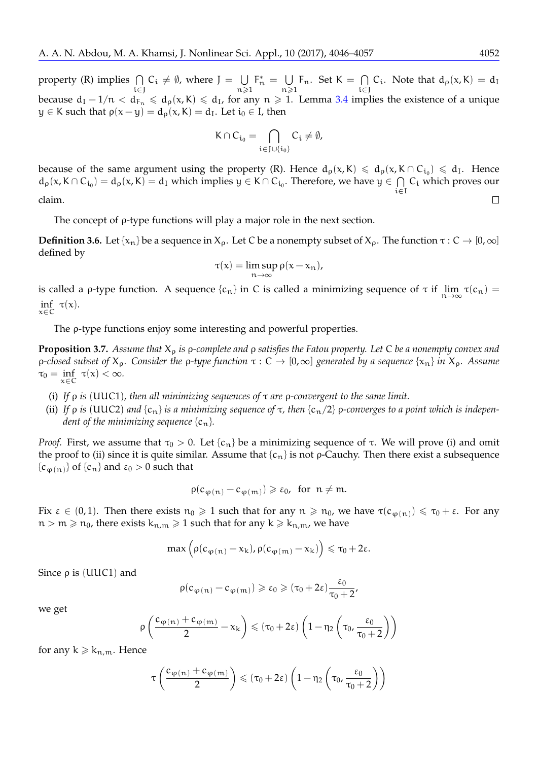property (R) implies $\bigcap_{i \in J} C_i \neq \emptyset$, where $J = \bigcup_{n \geqslant 1} F_n^* = \bigcup_{n \geqslant 1} F_n$. Set $K = \bigcap_{i \in J} C_i$. Note that $d_\rho(x, K) = d_I$ because $d_I - 1/n < d_{F_n} \leqslant d_\rho(x, K) \leqslant d_I$, for any $n \geqslant 1$. Lemma 3.4 implies the existence of a unique $y \in K$ such that $\rho(x - y) = d_\rho(x, K) = d_I$. Let $i_0 \in I$, then

$$K \cap C_{i_0} = \bigcap_{i \in J \cup \{i_0\}} C_i \neq \emptyset,$$

because of the same argument using the property (R). Hence $d_\rho(x, K) \leqslant d_\rho(x, K \cap C_{i_0}) \leqslant d_I$. Hence $d_\rho(x, K \cap C_{i_0}) = d_\rho(x, K) = d_I$ which implies $y \in K \cap C_{i_0}$. Therefore, we have $y \in \bigcap_{i \in I} C_i$ which proves our claim. □

The concept of $\rho$-type functions will play a major role in the next section.

**Definition 3.6.** Let $\{x_n\}$ be a sequence in $X_\rho$. Let $C$ be a nonempty subset of $X_\rho$. The function $\tau : C \to [0, \infty]$ defined by

$$\tau(x) = \limsup_{n \to \infty} \rho(x - x_n),$$

is called a $\rho$-type function. A sequence $\{c_n\}$ in $C$ is called a minimizing sequence of $\tau$ if $\lim_{n \to \infty} \tau(c_n) = \inf_{x \in C} \tau(x)$.

The $\rho$-type functions enjoy some interesting and powerful properties.

**Proposition 3.7.** *Assume that $X_\rho$ is $\rho$-complete and $\rho$ satisfies the Fatou property. Let $C$ be a nonempty convex and $\rho$-closed subset of $X_\rho$. Consider the $\rho$-type function $\tau : C \to [0, \infty]$ generated by a sequence $\{x_n\}$ in $X_\rho$. Assume $\tau_0 = \inf_{x \in C} \tau(x) < \infty$.*

(i) *If $\rho$ is (UUC1), then all minimizing sequences of $\tau$ are $\rho$-convergent to the same limit.*

(ii) *If $\rho$ is (UUC2) and $\{c_n\}$ is a minimizing sequence of $\tau$, then $\{c_n/2\}$ $\rho$-converges to a point which is independent of the minimizing sequence $\{c_n\}$.*

*Proof.* First, we assume that $\tau_0 > 0$. Let $\{c_n\}$ be a minimizing sequence of $\tau$. We will prove (i) and omit the proof to (ii) since it is quite similar. Assume that $\{c_n\}$ is not $\rho$-Cauchy. Then there exist a subsequence $\{c_{\varphi(n)}\}$ of $\{c_n\}$ and $\varepsilon_0 > 0$ such that

$$\rho(c_{\varphi(n)} - c_{\varphi(m)}) \geqslant \varepsilon_0, \text{ for } n \neq m.$$

Fix $\varepsilon \in (0, 1)$. Then there exists $n_0 \geqslant 1$ such that for any $n \geqslant n_0$, we have $\tau(c_{\varphi(n)}) \leqslant \tau_0 + \varepsilon$. For any $n > m \geqslant n_0$, there exists $k_{n,m} \geqslant 1$ such that for any $k \geqslant k_{n,m}$, we have

$$\max\Big(\rho(c_{\varphi(n)} - x_k), \rho(c_{\varphi(m)} - x_k)\Big) \leqslant \tau_0 + 2\varepsilon.$$

Since $\rho$ is (UUC1) and

$$\rho(c_{\varphi(n)} - c_{\varphi(m)}) \geqslant \varepsilon_0 \geqslant (\tau_0 + 2\varepsilon)\frac{\varepsilon_0}{\tau_0 + 2},$$

we get

$$\rho\left(\frac{c_{\varphi(n)} + c_{\varphi(m)}}{2} - x_k\right) \leqslant (\tau_0 + 2\varepsilon)\left(1 - \eta_2\left(\tau_0, \frac{\varepsilon_0}{\tau_0 + 2}\right)\right)$$

for any $k \geqslant k_{n,m}$. Hence

$$\tau\left(\frac{c_{\varphi(n)} + c_{\varphi(m)}}{2}\right) \leqslant (\tau_0 + 2\varepsilon)\left(1 - \eta_2\left(\tau_0, \frac{\varepsilon_0}{\tau_0 + 2}\right)\right)$$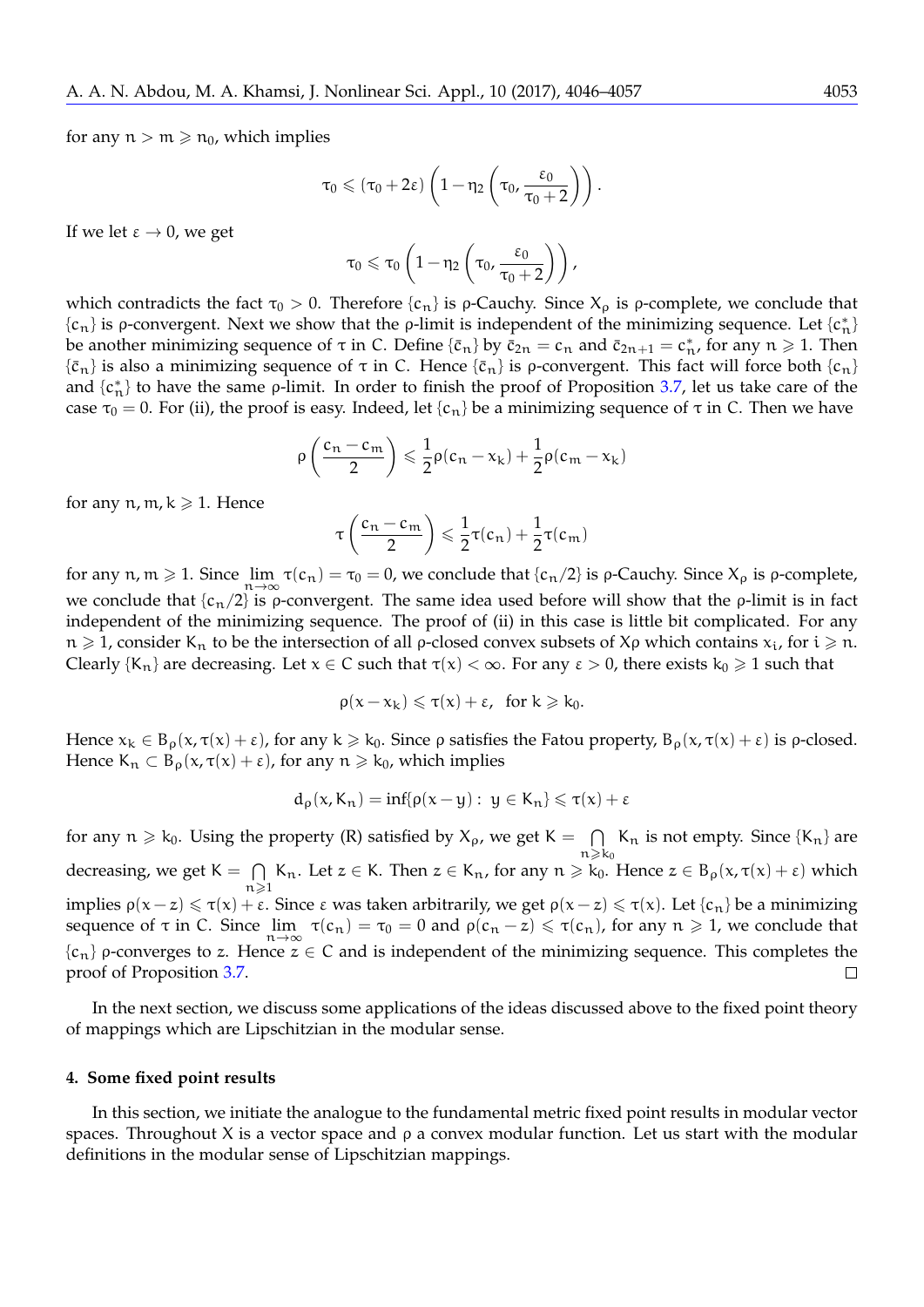for any $n > m \geqslant n_0$, which implies

$$\tau_0 \leqslant (\tau_0 + 2\varepsilon)\left(1 - \eta_2\left(\tau_0, \frac{\varepsilon_0}{\tau_0 + 2}\right)\right).$$

If we let $\varepsilon \to 0$, we get

$$\tau_0 \leqslant \tau_0\left(1 - \eta_2\left(\tau_0, \frac{\varepsilon_0}{\tau_0 + 2}\right)\right),$$

which contradicts the fact $\tau_0 > 0$. Therefore $\{c_n\}$ is $\rho$-Cauchy. Since $X_\rho$ is $\rho$-complete, we conclude that $\{c_n\}$ is $\rho$-convergent. Next we show that the $\rho$-limit is independent of the minimizing sequence. Let $\{c^*_n\}$ be another minimizing sequence of $\tau$ in C. Define $\{\bar{c}_n\}$ by $\bar{c}_{2n} = c_n$ and $\bar{c}_{2n+1} = c^*_n$, for any $n \geqslant 1$. Then $\{\bar{c}_n\}$ is also a minimizing sequence of $\tau$ in C. Hence $\{\bar{c}_n\}$ is $\rho$-convergent. This fact will force both $\{c_n\}$ and $\{c^*_n\}$ to have the same $\rho$-limit. In order to finish the proof of Proposition 3.7, let us take care of the case $\tau_0 = 0$. For (ii), the proof is easy. Indeed, let $\{c_n\}$ be a minimizing sequence of $\tau$ in C. Then we have

$$\rho\left(\frac{c_n - c_m}{2}\right) \leqslant \frac{1}{2}\rho(c_n - x_k) + \frac{1}{2}\rho(c_m - x_k)$$

for any $n, m, k \geqslant 1$. Hence

$$\tau\left(\frac{c_n - c_m}{2}\right) \leqslant \frac{1}{2}\tau(c_n) + \frac{1}{2}\tau(c_m)$$

for any $n, m \geqslant 1$. Since $\lim\limits_{n\to\infty} \tau(c_n) = \tau_0 = 0$, we conclude that $\{c_n/2\}$ is $\rho$-Cauchy. Since $X_\rho$ is $\rho$-complete, we conclude that $\{c_n/2\}$ is $\rho$-convergent. The same idea used before will show that the $\rho$-limit is in fact independent of the minimizing sequence. The proof of (ii) in this case is little bit complicated. For any $n \geqslant 1$, consider $K_n$ to be the intersection of all $\rho$-closed convex subsets of $X\rho$ which contains $x_i$, for $i \geqslant n$. Clearly $\{K_n\}$ are decreasing. Let $x \in C$ such that $\tau(x) < \infty$. For any $\varepsilon > 0$, there exists $k_0 \geqslant 1$ such that

$$\rho(x - x_k) \leqslant \tau(x) + \varepsilon, \ \text{ for } k \geqslant k_0.$$

Hence $x_k \in B_\rho(x, \tau(x) + \varepsilon)$, for any $k \geqslant k_0$. Since $\rho$ satisfies the Fatou property, $B_\rho(x, \tau(x) + \varepsilon)$ is $\rho$-closed. Hence $K_n \subset B_\rho(x, \tau(x) + \varepsilon)$, for any $n \geqslant k_0$, which implies

$$d_\rho(x, K_n) = \inf\{\rho(x - y) : \ y \in K_n\} \leqslant \tau(x) + \varepsilon$$

for any $n \geqslant k_0$. Using the property (R) satisfied by $X_\rho$, we get $K = \bigcap\limits_{n \geqslant k_0} K_n$ is not empty. Since $\{K_n\}$ are decreasing, we get $K = \bigcap\limits_{n \geqslant 1} K_n$. Let $z \in K$. Then $z \in K_n$, for any $n \geqslant k_0$. Hence $z \in B_\rho(x, \tau(x) + \varepsilon)$ which implies $\rho(x - z) \leqslant \tau(x) + \varepsilon$. Since $\varepsilon$ was taken arbitrarily, we get $\rho(x - z) \leqslant \tau(x)$. Let $\{c_n\}$ be a minimizing sequence of $\tau$ in C. Since $\lim\limits_{n\to\infty} \tau(c_n) = \tau_0 = 0$ and $\rho(c_n - z) \leqslant \tau(c_n)$, for any $n \geqslant 1$, we conclude that $\{c_n\}$ $\rho$-converges to $z$. Hence $z \in C$ and is independent of the minimizing sequence. This completes the proof of Proposition 3.7. □

In the next section, we discuss some applications of the ideas discussed above to the fixed point theory of mappings which are Lipschitzian in the modular sense.

## 4. Some fixed point results

In this section, we initiate the analogue to the fundamental metric fixed point results in modular vector spaces. Throughout X is a vector space and $\rho$ a convex modular function. Let us start with the modular definitions in the modular sense of Lipschitzian mappings.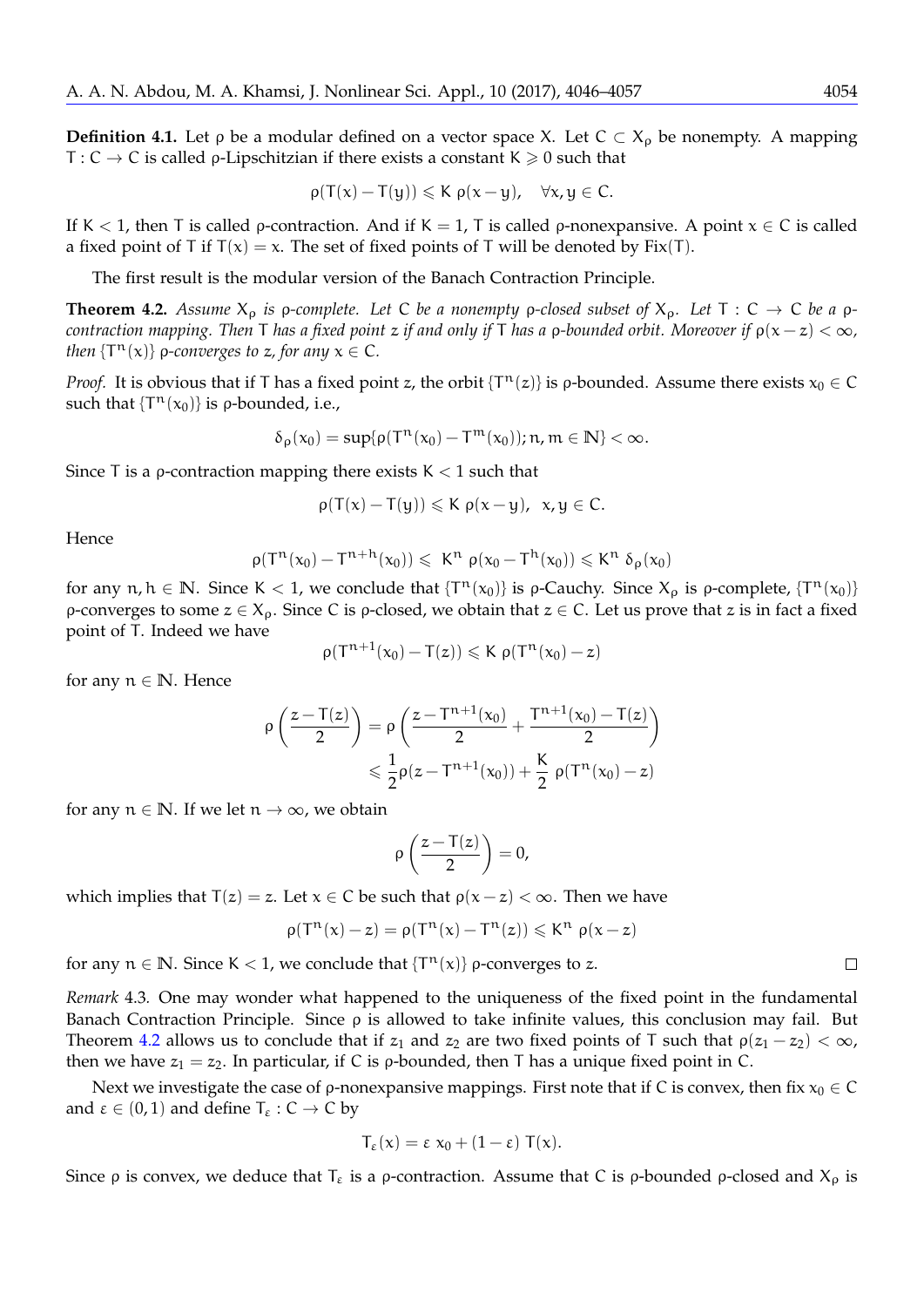**Definition 4.1.** Let $\rho$ be a modular defined on a vector space $X$. Let $C \subset X_\rho$ be nonempty. A mapping $T : C \to C$ is called $\rho$-Lipschitzian if there exists a constant $K \geqslant 0$ such that

$$\rho(T(x) - T(y)) \leqslant K\, \rho(x - y), \quad \forall x, y \in C.$$

If $K < 1$, then $T$ is called $\rho$-contraction. And if $K = 1$, $T$ is called $\rho$-nonexpansive. A point $x \in C$ is called a fixed point of $T$ if $T(x) = x$. The set of fixed points of $T$ will be denoted by $\mathrm{Fix}(T)$.

The first result is the modular version of the Banach Contraction Principle.

**Theorem 4.2.** *Assume $X_\rho$ is $\rho$-complete. Let $C$ be a nonempty $\rho$-closed subset of $X_\rho$. Let $T : C \to C$ be a $\rho$-contraction mapping. Then $T$ has a fixed point $z$ if and only if $T$ has a $\rho$-bounded orbit. Moreover if $\rho(x - z) < \infty$, then $\{T^n(x)\}$ $\rho$-converges to $z$, for any $x \in C$.*

*Proof.* It is obvious that if $T$ has a fixed point $z$, the orbit $\{T^n(z)\}$ is $\rho$-bounded. Assume there exists $x_0 \in C$ such that $\{T^n(x_0)\}$ is $\rho$-bounded, i.e.,

$$\delta_\rho(x_0) = \sup\{\rho(T^n(x_0) - T^m(x_0)); n, m \in \mathbb{N}\} < \infty.$$

Since $T$ is a $\rho$-contraction mapping there exists $K < 1$ such that

$$\rho(T(x) - T(y)) \leqslant K\, \rho(x - y), \;\; x, y \in C.$$

Hence

$$\rho(T^n(x_0) - T^{n+h}(x_0)) \leqslant \; K^n\; \rho(x_0 - T^h(x_0)) \leqslant K^n\; \delta_\rho(x_0)$$

for any $n, h \in \mathbb{N}$. Since $K < 1$, we conclude that $\{T^n(x_0)\}$ is $\rho$-Cauchy. Since $X_\rho$ is $\rho$-complete, $\{T^n(x_0)\}$ $\rho$-converges to some $z \in X_\rho$. Since $C$ is $\rho$-closed, we obtain that $z \in C$. Let us prove that $z$ is in fact a fixed point of $T$. Indeed we have

$$\rho(T^{n+1}(x_0) - T(z)) \leqslant K\; \rho(T^n(x_0) - z)$$

for any $n \in \mathbb{N}$. Hence

$$\begin{aligned}
\rho\left(\frac{z - T(z)}{2}\right) &= \rho\left(\frac{z - T^{n+1}(x_0)}{2} + \frac{T^{n+1}(x_0) - T(z)}{2}\right) \\
&\leqslant \frac{1}{2}\rho(z - T^{n+1}(x_0)) + \frac{K}{2}\; \rho(T^n(x_0) - z)
\end{aligned}$$

for any $n \in \mathbb{N}$. If we let $n \to \infty$, we obtain

$$\rho\left(\frac{z - T(z)}{2}\right) = 0,$$

which implies that $T(z) = z$. Let $x \in C$ be such that $\rho(x - z) < \infty$. Then we have

$$\rho(T^n(x) - z) = \rho(T^n(x) - T^n(z)) \leqslant K^n\; \rho(x - z)$$

for any $n \in \mathbb{N}$. Since $K < 1$, we conclude that $\{T^n(x)\}$ $\rho$-converges to $z$. $\square$

*Remark* 4.3. One may wonder what happened to the uniqueness of the fixed point in the fundamental Banach Contraction Principle. Since $\rho$ is allowed to take infinite values, this conclusion may fail. But Theorem 4.2 allows us to conclude that if $z_1$ and $z_2$ are two fixed points of $T$ such that $\rho(z_1 - z_2) < \infty$, then we have $z_1 = z_2$. In particular, if $C$ is $\rho$-bounded, then $T$ has a unique fixed point in $C$.

Next we investigate the case of $\rho$-nonexpansive mappings. First note that if $C$ is convex, then fix $x_0 \in C$ and $\varepsilon \in (0, 1)$ and define $T_\varepsilon : C \to C$ by

$$T_\varepsilon(x) = \varepsilon\; x_0 + (1 - \varepsilon)\; T(x).$$

Since $\rho$ is convex, we deduce that $T_\varepsilon$ is a $\rho$-contraction. Assume that $C$ is $\rho$-bounded $\rho$-closed and $X_\rho$ is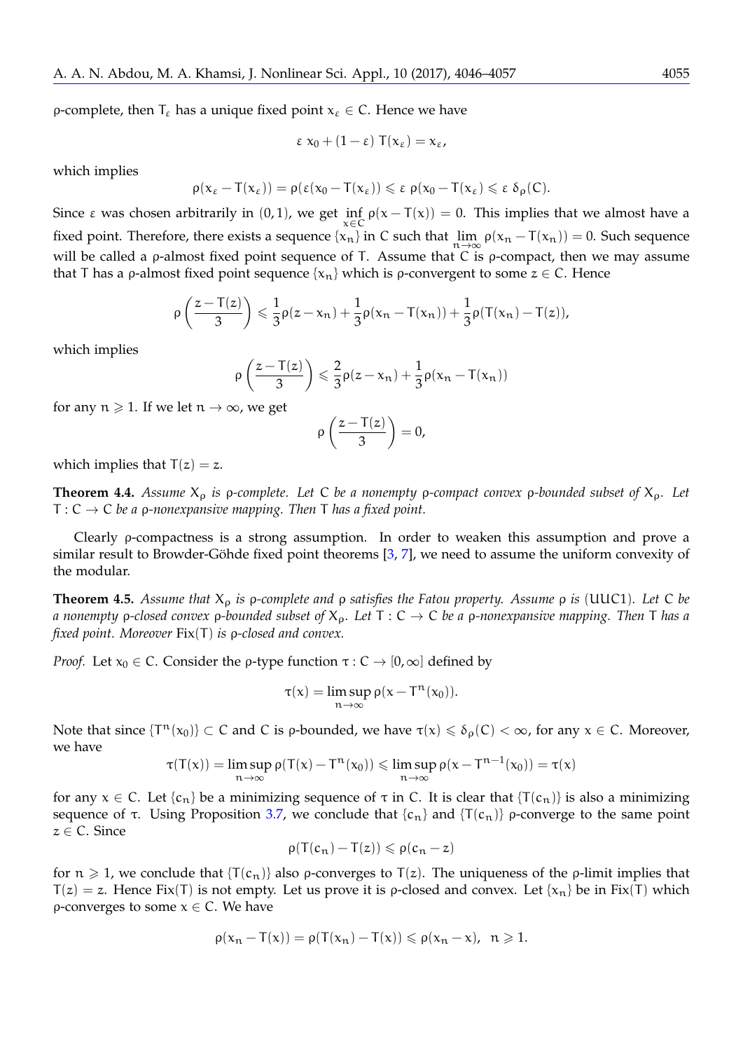ρ-complete, then $T_\varepsilon$ has a unique fixed point $x_\varepsilon \in C$. Hence we have

$$\varepsilon\, x_0 + (1-\varepsilon)\, T(x_\varepsilon) = x_\varepsilon,$$

which implies

$$\rho(x_\varepsilon - T(x_\varepsilon)) = \rho(\varepsilon(x_0 - T(x_\varepsilon)) \leqslant \varepsilon\, \rho(x_0 - T(x_\varepsilon) \leqslant \varepsilon\, \delta_\rho(C).$$

Since $\varepsilon$ was chosen arbitrarily in $(0,1)$, we get $\inf_{x\in C} \rho(x - T(x)) = 0$. This implies that we almost have a fixed point. Therefore, there exists a sequence $\{x_n\}$ in C such that $\lim_{n\to\infty} \rho(x_n - T(x_n)) = 0$. Such sequence will be called a ρ-almost fixed point sequence of T. Assume that C is ρ-compact, then we may assume that T has a ρ-almost fixed point sequence $\{x_n\}$ which is ρ-convergent to some $z \in C$. Hence

$$\rho\left(\frac{z - T(z)}{3}\right) \leqslant \frac{1}{3}\rho(z - x_n) + \frac{1}{3}\rho(x_n - T(x_n)) + \frac{1}{3}\rho(T(x_n) - T(z)),$$

which implies

$$\rho\left(\frac{z - T(z)}{3}\right) \leqslant \frac{2}{3}\rho(z - x_n) + \frac{1}{3}\rho(x_n - T(x_n))$$

for any $n \geqslant 1$. If we let $n \to \infty$, we get

$$\rho\left(\frac{z - T(z)}{3}\right) = 0,$$

which implies that $T(z) = z$.

**Theorem 4.4.** *Assume $X_\rho$ is ρ-complete. Let C be a nonempty ρ-compact convex ρ-bounded subset of $X_\rho$. Let $T : C \to C$ be a ρ-nonexpansive mapping. Then T has a fixed point.*

Clearly ρ-compactness is a strong assumption. In order to weaken this assumption and prove a similar result to Browder-Göhde fixed point theorems [3, 7], we need to assume the uniform convexity of the modular.

**Theorem 4.5.** *Assume that $X_\rho$ is ρ-complete and ρ satisfies the Fatou property. Assume ρ is (UUC1). Let C be a nonempty ρ-closed convex ρ-bounded subset of $X_\rho$. Let $T : C \to C$ be a ρ-nonexpansive mapping. Then T has a fixed point. Moreover Fix(T) is ρ-closed and convex.*

*Proof.* Let $x_0 \in C$. Consider the ρ-type function $\tau : C \to [0, \infty]$ defined by

$$\tau(x) = \limsup_{n\to\infty} \rho(x - T^n(x_0)).$$

Note that since $\{T^n(x_0)\} \subset C$ and C is ρ-bounded, we have $\tau(x) \leqslant \delta_\rho(C) < \infty$, for any $x \in C$. Moreover, we have

$$\tau(T(x)) = \limsup_{n\to\infty} \rho(T(x) - T^n(x_0)) \leqslant \limsup_{n\to\infty} \rho(x - T^{n-1}(x_0)) = \tau(x)$$

for any $x \in C$. Let $\{c_n\}$ be a minimizing sequence of τ in C. It is clear that $\{T(c_n)\}$ is also a minimizing sequence of τ. Using Proposition 3.7, we conclude that $\{c_n\}$ and $\{T(c_n)\}$ ρ-converge to the same point $z \in C$. Since

$$\rho(T(c_n) - T(z)) \leqslant \rho(c_n - z)$$

for $n \geqslant 1$, we conclude that $\{T(c_n)\}$ also ρ-converges to $T(z)$. The uniqueness of the ρ-limit implies that $T(z) = z$. Hence Fix(T) is not empty. Let us prove it is ρ-closed and convex. Let $\{x_n\}$ be in Fix(T) which ρ-converges to some $x \in C$. We have

$$\rho(x_n - T(x)) = \rho(T(x_n) - T(x)) \leqslant \rho(x_n - x), \;\; n \geqslant 1.$$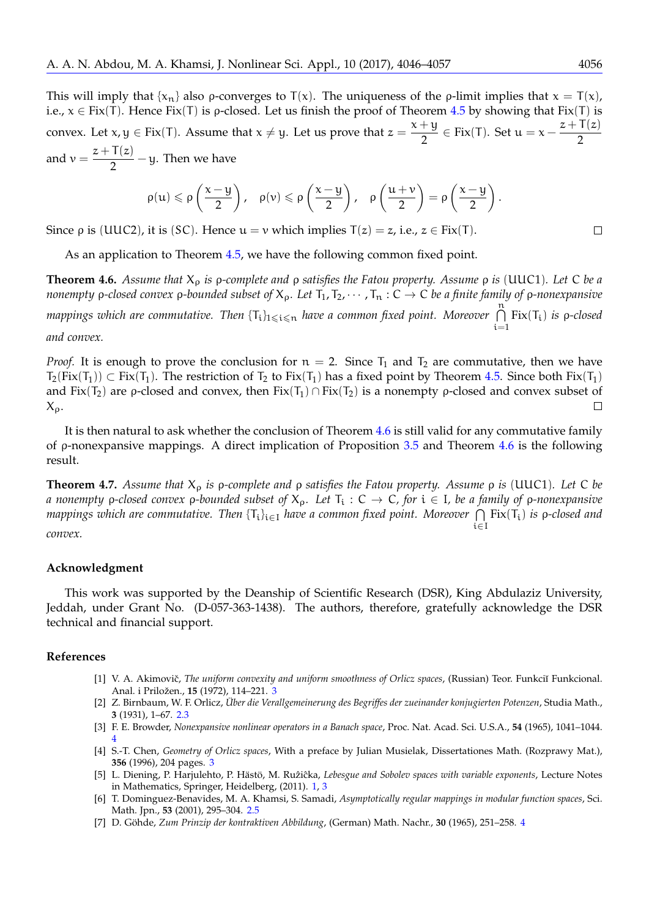This will imply that $\{x_n\}$ also ρ-converges to $T(x)$. The uniqueness of the ρ-limit implies that $x = T(x)$, i.e., $x \in \text{Fix}(T)$. Hence $\text{Fix}(T)$ is ρ-closed. Let us finish the proof of Theorem 4.5 by showing that $\text{Fix}(T)$ is convex. Let $x, y \in \text{Fix}(T)$. Assume that $x \neq y$. Let us prove that $z = \dfrac{x+y}{2} \in \text{Fix}(T)$. Set $u = x - \dfrac{z+T(z)}{2}$ and $v = \dfrac{z+T(z)}{2} - y$. Then we have

$$\rho(u) \leqslant \rho\left(\frac{x-y}{2}\right), \quad \rho(v) \leqslant \rho\left(\frac{x-y}{2}\right), \quad \rho\left(\frac{u+v}{2}\right) = \rho\left(\frac{x-y}{2}\right).$$

Since ρ is (UUC2), it is (SC). Hence $u = v$ which implies $T(z) = z$, i.e., $z \in \text{Fix}(T)$. □

As an application to Theorem 4.5, we have the following common fixed point.

**Theorem 4.6.** *Assume that $X_\rho$ is ρ-complete and ρ satisfies the Fatou property. Assume ρ is (UUC1). Let $C$ be a nonempty ρ-closed convex ρ-bounded subset of $X_\rho$. Let $T_1, T_2, \cdots, T_n : C \to C$ be a finite family of ρ-nonexpansive mappings which are commutative. Then $\{T_i\}_{1 \leqslant i \leqslant n}$ have a common fixed point. Moreover $\bigcap_{i=1}^{n} \text{Fix}(T_i)$ is ρ-closed and convex.*

*Proof.* It is enough to prove the conclusion for $n = 2$. Since $T_1$ and $T_2$ are commutative, then we have $T_2(\text{Fix}(T_1)) \subset \text{Fix}(T_1)$. The restriction of $T_2$ to $\text{Fix}(T_1)$ has a fixed point by Theorem 4.5. Since both $\text{Fix}(T_1)$ and $\text{Fix}(T_2)$ are ρ-closed and convex, then $\text{Fix}(T_1) \cap \text{Fix}(T_2)$ is a nonempty ρ-closed and convex subset of $X_\rho$. □

It is then natural to ask whether the conclusion of Theorem 4.6 is still valid for any commutative family of ρ-nonexpansive mappings. A direct implication of Proposition 3.5 and Theorem 4.6 is the following result.

**Theorem 4.7.** *Assume that $X_\rho$ is ρ-complete and ρ satisfies the Fatou property. Assume ρ is (UUC1). Let $C$ be a nonempty ρ-closed convex ρ-bounded subset of $X_\rho$. Let $T_i : C \to C$, for $i \in I$, be a family of ρ-nonexpansive mappings which are commutative. Then $\{T_i\}_{i \in I}$ have a common fixed point. Moreover $\bigcap_{i \in I} \text{Fix}(T_i)$ is ρ-closed and convex.*

## Acknowledgment

This work was supported by the Deanship of Scientific Research (DSR), King Abdulaziz University, Jeddah, under Grant No. (D-057-363-1438). The authors, therefore, gratefully acknowledge the DSR technical and financial support.

## References

[1] V. A. Akimovič, *The uniform convexity and uniform smoothness of Orlicz spaces*, (Russian) Teor. Funkciĭ Funkcional. Anal. i Priložen., **15** (1972), 114–221. 3

[2] Z. Birnbaum, W. F. Orlicz, *Über die Verallgemeinerung des Begriffes der zueinander konjugierten Potenzen*, Studia Math., **3** (1931), 1–67. 2.3

[3] F. E. Browder, *Nonexpansive nonlinear operators in a Banach space*, Proc. Nat. Acad. Sci. U.S.A., **54** (1965), 1041–1044. 4

[4] S.-T. Chen, *Geometry of Orlicz spaces*, With a preface by Julian Musielak, Dissertationes Math. (Rozprawy Mat.), **356** (1996), 204 pages. 3

[5] L. Diening, P. Harjulehto, P. Hästö, M. Ružička, *Lebesgue and Sobolev spaces with variable exponents*, Lecture Notes in Mathematics, Springer, Heidelberg, (2011). 1, 3

[6] T. Dominguez-Benavides, M. A. Khamsi, S. Samadi, *Asymptotically regular mappings in modular function spaces*, Sci. Math. Jpn., **53** (2001), 295–304. 2.5

[7] D. Göhde, *Zum Prinzip der kontraktiven Abbildung*, (German) Math. Nachr., **30** (1965), 251–258. 4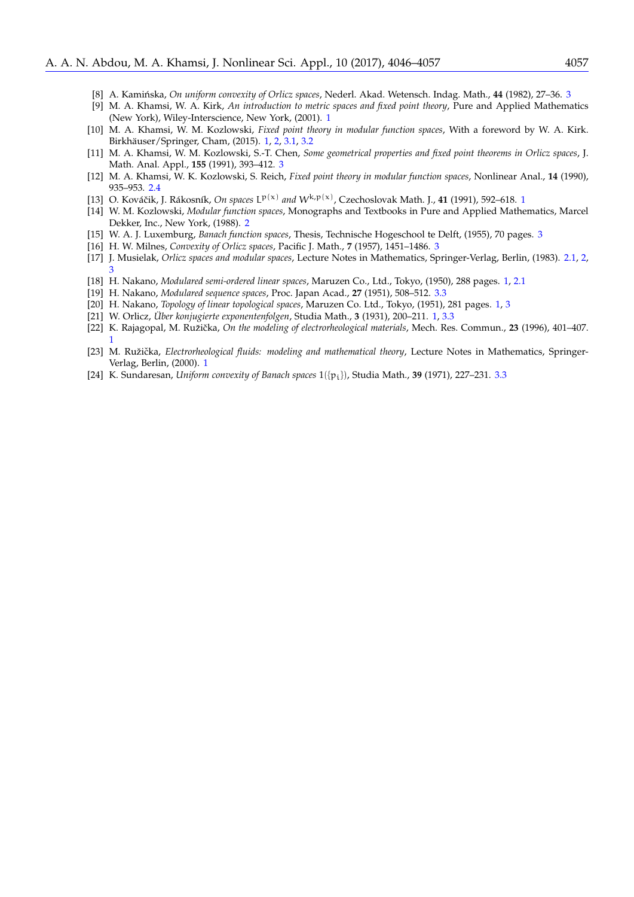[8] A. Kamińska, *On uniform convexity of Orlicz spaces*, Nederl. Akad. Wetensch. Indag. Math., **44** (1982), 27–36. 3

[9] M. A. Khamsi, W. A. Kirk, *An introduction to metric spaces and fixed point theory*, Pure and Applied Mathematics (New York), Wiley-Interscience, New York, (2001). 1

[10] M. A. Khamsi, W. M. Kozlowski, *Fixed point theory in modular function spaces*, With a foreword by W. A. Kirk. Birkhäuser/Springer, Cham, (2015). 1, 2, 3.1, 3.2

[11] M. A. Khamsi, W. M. Kozlowski, S.-T. Chen, *Some geometrical properties and fixed point theorems in Orlicz spaces*, J. Math. Anal. Appl., **155** (1991), 393–412. 3

[12] M. A. Khamsi, W. K. Kozlowski, S. Reich, *Fixed point theory in modular function spaces*, Nonlinear Anal., **14** (1990), 935–953. 2.4

[13] O. Kováčik, J. Rákosník, *On spaces* $L^{p(x)}$ *and* $W^{k,p(x)}$, Czechoslovak Math. J., **41** (1991), 592–618. 1

[14] W. M. Kozlowski, *Modular function spaces*, Monographs and Textbooks in Pure and Applied Mathematics, Marcel Dekker, Inc., New York, (1988). 2

[15] W. A. J. Luxemburg, *Banach function spaces*, Thesis, Technische Hogeschool te Delft, (1955), 70 pages. 3

[16] H. W. Milnes, *Convexity of Orlicz spaces*, Pacific J. Math., **7** (1957), 1451–1486. 3

[17] J. Musielak, *Orlicz spaces and modular spaces*, Lecture Notes in Mathematics, Springer-Verlag, Berlin, (1983). 2.1, 2, 3

[18] H. Nakano, *Modulared semi-ordered linear spaces*, Maruzen Co., Ltd., Tokyo, (1950), 288 pages. 1, 2.1

[19] H. Nakano, *Modulared sequence spaces*, Proc. Japan Acad., **27** (1951), 508–512. 3.3

[20] H. Nakano, *Topology of linear topological spaces*, Maruzen Co. Ltd., Tokyo, (1951), 281 pages. 1, 3

[21] W. Orlicz, *Über konjugierte exponentenfolgen*, Studia Math., **3** (1931), 200–211. 1, 3.3

[22] K. Rajagopal, M. Ružička, *On the modeling of electrorheological materials*, Mech. Res. Commun., **23** (1996), 401–407. 1

[23] M. Ružička, *Electrorheological fluids: modeling and mathematical theory*, Lecture Notes in Mathematics, Springer-Verlag, Berlin, (2000). 1

[24] K. Sundaresan, *Uniform convexity of Banach spaces* $1(\{p_i\})$, Studia Math., **39** (1971), 227–231. 3.3